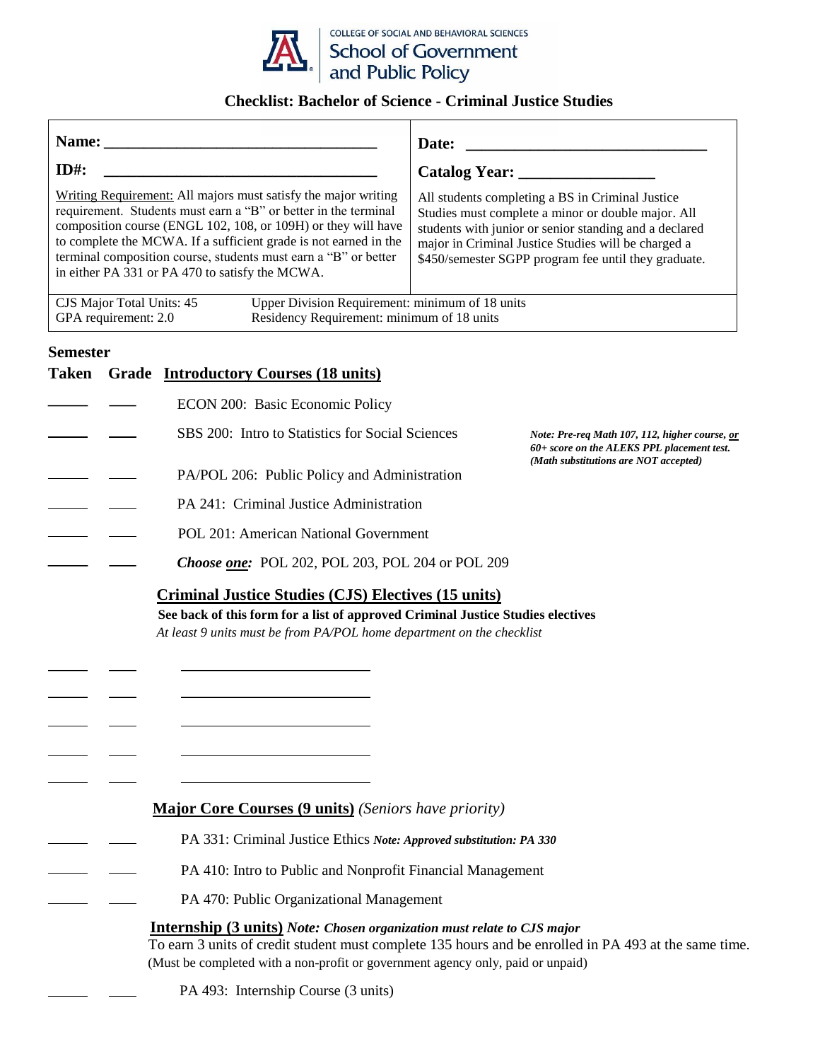COLLEGE OF SOCIAL AND BEHAVIORAL SCIENCES
School of Government and Public Policy

# Checklist: Bachelor of Science - Criminal Justice Studies

| **Name:** ______________________ | **Date:** ______________________ |
|---|---|
| **ID#:** ______________________ | **Catalog Year:** ________________ |
| Writing Requirement: All majors must satisfy the major writing requirement. Students must earn a "B" or better in the terminal composition course (ENGL 102, 108, or 109H) or they will have to complete the MCWA. If a sufficient grade is not earned in the terminal composition course, students must earn a "B" or better in either PA 331 or PA 470 to satisfy the MCWA. | All students completing a BS in Criminal Justice Studies must complete a minor or double major. All students with junior or senior standing and a declared major in Criminal Justice Studies will be charged a $450/semester SGPP program fee until they graduate. |
| CJS Major Total Units: 45<br>GPA requirement: 2.0 | Upper Division Requirement: minimum of 18 units<br>Residency Requirement: minimum of 18 units |

| Semester Taken | Grade | Introductory Courses (18 units) | |
|---|---|---|---|
| ______ | ____ | ECON 200: Basic Economic Policy | |
| ______ | ____ | SBS 200: Intro to Statistics for Social Sciences | *Note: Pre-req Math 107, 112, higher course, or 60+ score on the ALEKS PPL placement test. (Math substitutions are NOT accepted)* |
| ______ | ____ | PA/POL 206: Public Policy and Administration | |
| ______ | ____ | PA 241: Criminal Justice Administration | |
| ______ | ____ | POL 201: American National Government | |
| ______ | ____ | ***Choose one:*** POL 202, POL 203, POL 204 or POL 209 | |

## Criminal Justice Studies (CJS) Electives (15 units)

**See back of this form for a list of approved Criminal Justice Studies electives**

*At least 9 units must be from PA/POL home department on the checklist*

| Semester Taken | Grade | Course |
|---|---|---|
| ______ | ____ | ______________________ |
| ______ | ____ | ______________________ |
| ______ | ____ | ______________________ |
| ______ | ____ | ______________________ |
| ______ | ____ | ______________________ |

## Major Core Courses (9 units) *(Seniors have priority)*

| Semester Taken | Grade | Course |
|---|---|---|
| ______ | ____ | PA 331: Criminal Justice Ethics ***Note: Approved substitution: PA 330*** |
| ______ | ____ | PA 410: Intro to Public and Nonprofit Financial Management |
| ______ | ____ | PA 470: Public Organizational Management |

## Internship (3 units) *Note: Chosen organization must relate to CJS major*

To earn 3 units of credit student must complete 135 hours and be enrolled in PA 493 at the same time. (Must be completed with a non-profit or government agency only, paid or unpaid)

| Semester Taken | Grade | Course |
|---|---|---|
| ______ | ____ | PA 493: Internship Course (3 units) |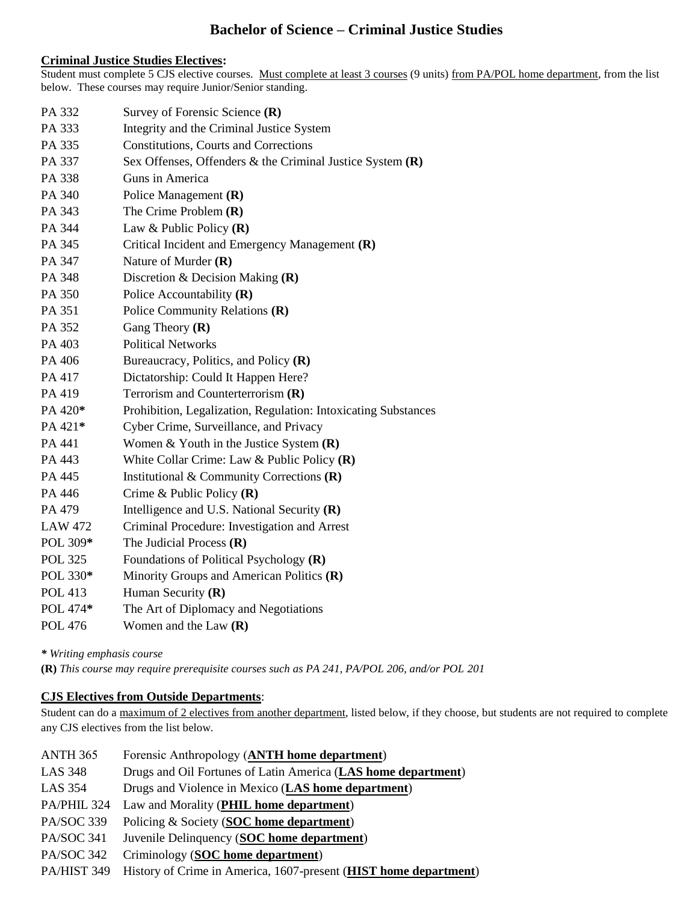# Bachelor of Science – Criminal Justice Studies

**Criminal Justice Studies Electives:**

Student must complete 5 CJS elective courses. Must complete at least 3 courses (9 units) from PA/POL home department, from the list below. These courses may require Junior/Senior standing.

| | |
|---|---|
| PA 332 | Survey of Forensic Science **(R)** |
| PA 333 | Integrity and the Criminal Justice System |
| PA 335 | Constitutions, Courts and Corrections |
| PA 337 | Sex Offenses, Offenders & the Criminal Justice System **(R)** |
| PA 338 | Guns in America |
| PA 340 | Police Management **(R)** |
| PA 343 | The Crime Problem **(R)** |
| PA 344 | Law & Public Policy **(R)** |
| PA 345 | Critical Incident and Emergency Management **(R)** |
| PA 347 | Nature of Murder **(R)** |
| PA 348 | Discretion & Decision Making **(R)** |
| PA 350 | Police Accountability **(R)** |
| PA 351 | Police Community Relations **(R)** |
| PA 352 | Gang Theory **(R)** |
| PA 403 | Political Networks |
| PA 406 | Bureaucracy, Politics, and Policy **(R)** |
| PA 417 | Dictatorship: Could It Happen Here? |
| PA 419 | Terrorism and Counterterrorism **(R)** |
| PA 420* | Prohibition, Legalization, Regulation: Intoxicating Substances |
| PA 421* | Cyber Crime, Surveillance, and Privacy |
| PA 441 | Women & Youth in the Justice System **(R)** |
| PA 443 | White Collar Crime: Law & Public Policy **(R)** |
| PA 445 | Institutional & Community Corrections **(R)** |
| PA 446 | Crime & Public Policy **(R)** |
| PA 479 | Intelligence and U.S. National Security **(R)** |
| LAW 472 | Criminal Procedure: Investigation and Arrest |
| POL 309* | The Judicial Process **(R)** |
| POL 325 | Foundations of Political Psychology **(R)** |
| POL 330* | Minority Groups and American Politics **(R)** |
| POL 413 | Human Security **(R)** |
| POL 474* | The Art of Diplomacy and Negotiations |
| POL 476 | Women and the Law **(R)** |

***** *Writing emphasis course*

**(R)** *This course may require prerequisite courses such as PA 241, PA/POL 206, and/or POL 201*

**CJS Electives from Outside Departments**:

Student can do a maximum of 2 electives from another department, listed below, if they choose, but students are not required to complete any CJS electives from the list below.

| | |
|---|---|
| ANTH 365 | Forensic Anthropology (**ANTH home department**) |
| LAS 348 | Drugs and Oil Fortunes of Latin America (**LAS home department**) |
| LAS 354 | Drugs and Violence in Mexico (**LAS home department**) |
| PA/PHIL 324 | Law and Morality (**PHIL home department**) |
| PA/SOC 339 | Policing & Society (**SOC home department**) |
| PA/SOC 341 | Juvenile Delinquency (**SOC home department**) |
| PA/SOC 342 | Criminology (**SOC home department**) |
| PA/HIST 349 | History of Crime in America, 1607-present (**HIST home department**) |